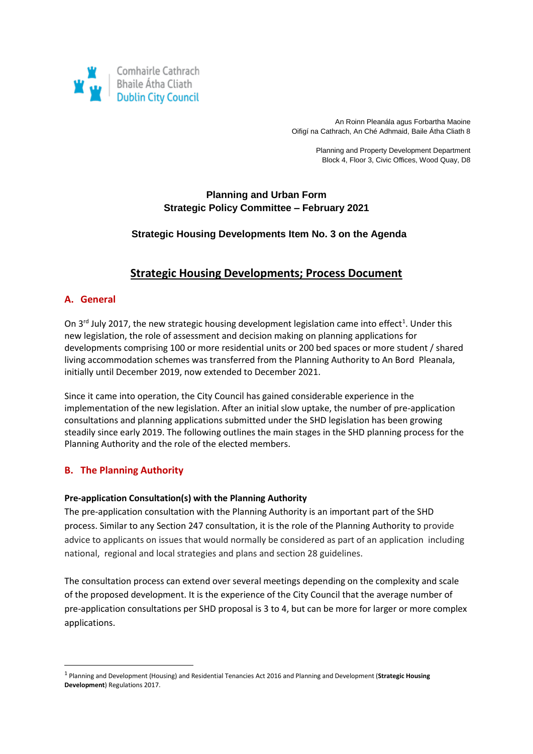Comhairle Cathrach
Bhaile Átha Cliath
Dublin City Council

An Roinn Pleanála agus Forbartha Maoine
Oifigí na Cathrach, An Ché Adhmaid, Baile Átha Cliath 8

Planning and Property Development Department
Block 4, Floor 3, Civic Offices, Wood Quay, D8

**Planning and Urban Form**
**Strategic Policy Committee – February 2021**

**Strategic Housing Developments Item No. 3 on the Agenda**

# Strategic Housing Developments; Process Document

## A. General

On 3rd July 2017, the new strategic housing development legislation came into effect[1]. Under this new legislation, the role of assessment and decision making on planning applications for developments comprising 100 or more residential units or 200 bed spaces or more student / shared living accommodation schemes was transferred from the Planning Authority to An Bord Pleanala, initially until December 2019, now extended to December 2021.

Since it came into operation, the City Council has gained considerable experience in the implementation of the new legislation. After an initial slow uptake, the number of pre-application consultations and planning applications submitted under the SHD legislation has been growing steadily since early 2019. The following outlines the main stages in the SHD planning process for the Planning Authority and the role of the elected members.

## B. The Planning Authority

### Pre-application Consultation(s) with the Planning Authority

The pre-application consultation with the Planning Authority is an important part of the SHD process. Similar to any Section 247 consultation, it is the role of the Planning Authority to provide advice to applicants on issues that would normally be considered as part of an application including national, regional and local strategies and plans and section 28 guidelines.

The consultation process can extend over several meetings depending on the complexity and scale of the proposed development. It is the experience of the City Council that the average number of pre-application consultations per SHD proposal is 3 to 4, but can be more for larger or more complex applications.

[1] Planning and Development (Housing) and Residential Tenancies Act 2016 and Planning and Development (**Strategic Housing Development**) Regulations 2017.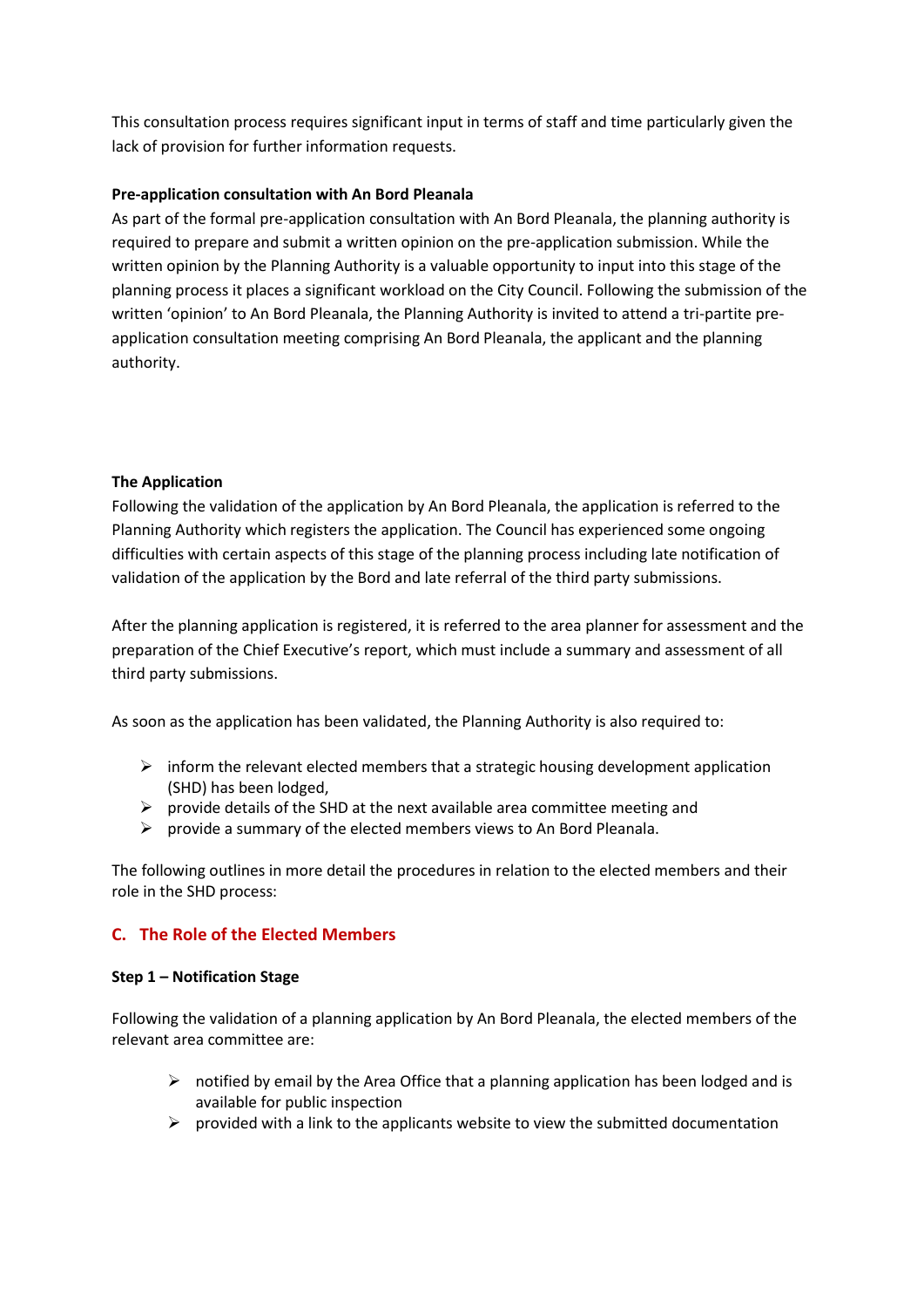This consultation process requires significant input in terms of staff and time particularly given the lack of provision for further information requests.

**Pre-application consultation with An Bord Pleanala**

As part of the formal pre-application consultation with An Bord Pleanala, the planning authority is required to prepare and submit a written opinion on the pre-application submission. While the written opinion by the Planning Authority is a valuable opportunity to input into this stage of the planning process it places a significant workload on the City Council. Following the submission of the written 'opinion' to An Bord Pleanala, the Planning Authority is invited to attend a tri-partite pre-application consultation meeting comprising An Bord Pleanala, the applicant and the planning authority.

**The Application**

Following the validation of the application by An Bord Pleanala, the application is referred to the Planning Authority which registers the application. The Council has experienced some ongoing difficulties with certain aspects of this stage of the planning process including late notification of validation of the application by the Bord and late referral of the third party submissions.

After the planning application is registered, it is referred to the area planner for assessment and the preparation of the Chief Executive's report, which must include a summary and assessment of all third party submissions.

As soon as the application has been validated, the Planning Authority is also required to:

- inform the relevant elected members that a strategic housing development application (SHD) has been lodged,
- provide details of the SHD at the next available area committee meeting and
- provide a summary of the elected members views to An Bord Pleanala.

The following outlines in more detail the procedures in relation to the elected members and their role in the SHD process:

## C. The Role of the Elected Members

**Step 1 – Notification Stage**

Following the validation of a planning application by An Bord Pleanala, the elected members of the relevant area committee are:

- notified by email by the Area Office that a planning application has been lodged and is available for public inspection
- provided with a link to the applicants website to view the submitted documentation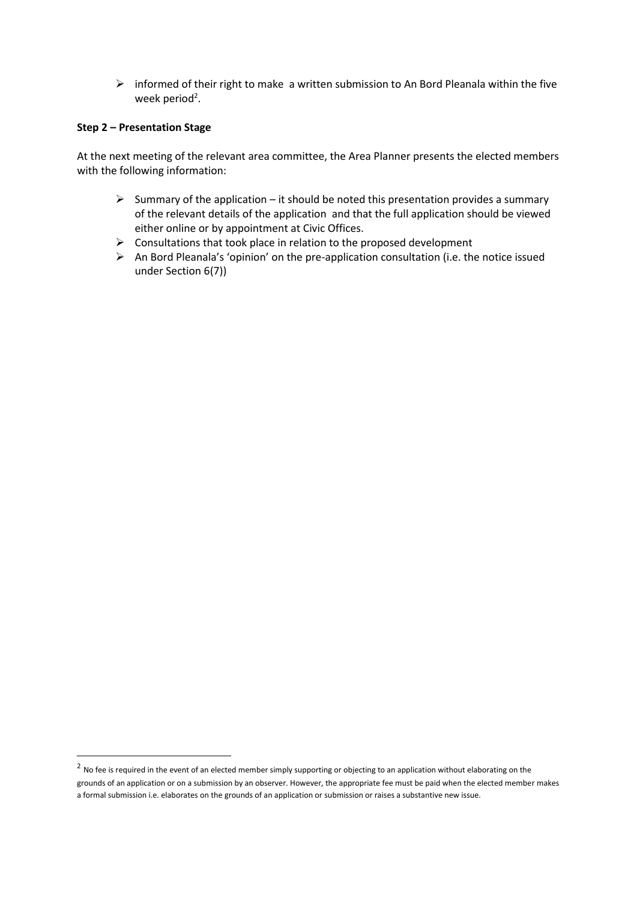- informed of their right to make a written submission to An Bord Pleanala within the five week period[2].

**Step 2 – Presentation Stage**

At the next meeting of the relevant area committee, the Area Planner presents the elected members with the following information:

- Summary of the application – it should be noted this presentation provides a summary of the relevant details of the application and that the full application should be viewed either online or by appointment at Civic Offices.
- Consultations that took place in relation to the proposed development
- An Bord Pleanala's 'opinion' on the pre-application consultation (i.e. the notice issued under Section 6(7))

---

[2] No fee is required in the event of an elected member simply supporting or objecting to an application without elaborating on the grounds of an application or on a submission by an observer. However, the appropriate fee must be paid when the elected member makes a formal submission i.e. elaborates on the grounds of an application or submission or raises a substantive new issue.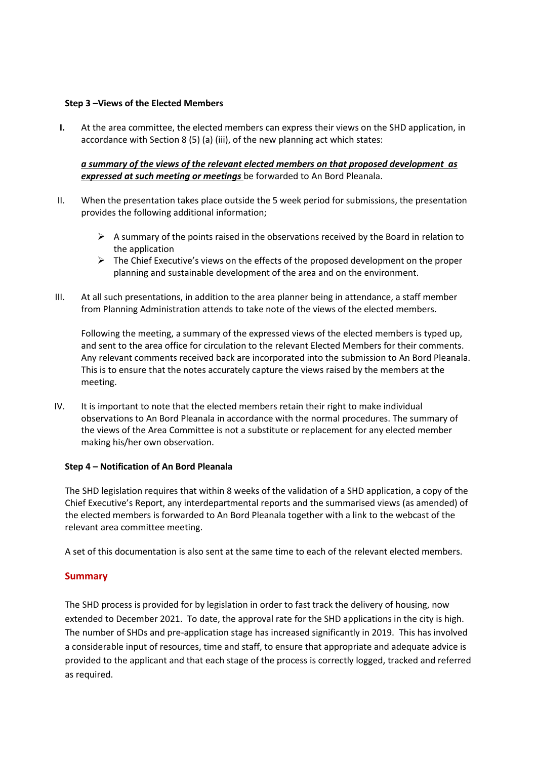**Step 3 –Views of the Elected Members**

**I.** At the area committee, the elected members can express their views on the SHD application, in accordance with Section 8 (5) (a) (iii), of the new planning act which states:

***a summary of the views of the relevant elected members on that proposed development as expressed at such meeting or meetings*** be forwarded to An Bord Pleanala.

II. When the presentation takes place outside the 5 week period for submissions, the presentation provides the following additional information;

- A summary of the points raised in the observations received by the Board in relation to the application
- The Chief Executive's views on the effects of the proposed development on the proper planning and sustainable development of the area and on the environment.

III. At all such presentations, in addition to the area planner being in attendance, a staff member from Planning Administration attends to take note of the views of the elected members.

Following the meeting, a summary of the expressed views of the elected members is typed up, and sent to the area office for circulation to the relevant Elected Members for their comments. Any relevant comments received back are incorporated into the submission to An Bord Pleanala. This is to ensure that the notes accurately capture the views raised by the members at the meeting.

IV. It is important to note that the elected members retain their right to make individual observations to An Bord Pleanala in accordance with the normal procedures. The summary of the views of the Area Committee is not a substitute or replacement for any elected member making his/her own observation.

**Step 4 – Notification of An Bord Pleanala**

The SHD legislation requires that within 8 weeks of the validation of a SHD application, a copy of the Chief Executive's Report, any interdepartmental reports and the summarised views (as amended) of the elected members is forwarded to An Bord Pleanala together with a link to the webcast of the relevant area committee meeting.

A set of this documentation is also sent at the same time to each of the relevant elected members.

## Summary

The SHD process is provided for by legislation in order to fast track the delivery of housing, now extended to December 2021. To date, the approval rate for the SHD applications in the city is high. The number of SHDs and pre-application stage has increased significantly in 2019. This has involved a considerable input of resources, time and staff, to ensure that appropriate and adequate advice is provided to the applicant and that each stage of the process is correctly logged, tracked and referred as required.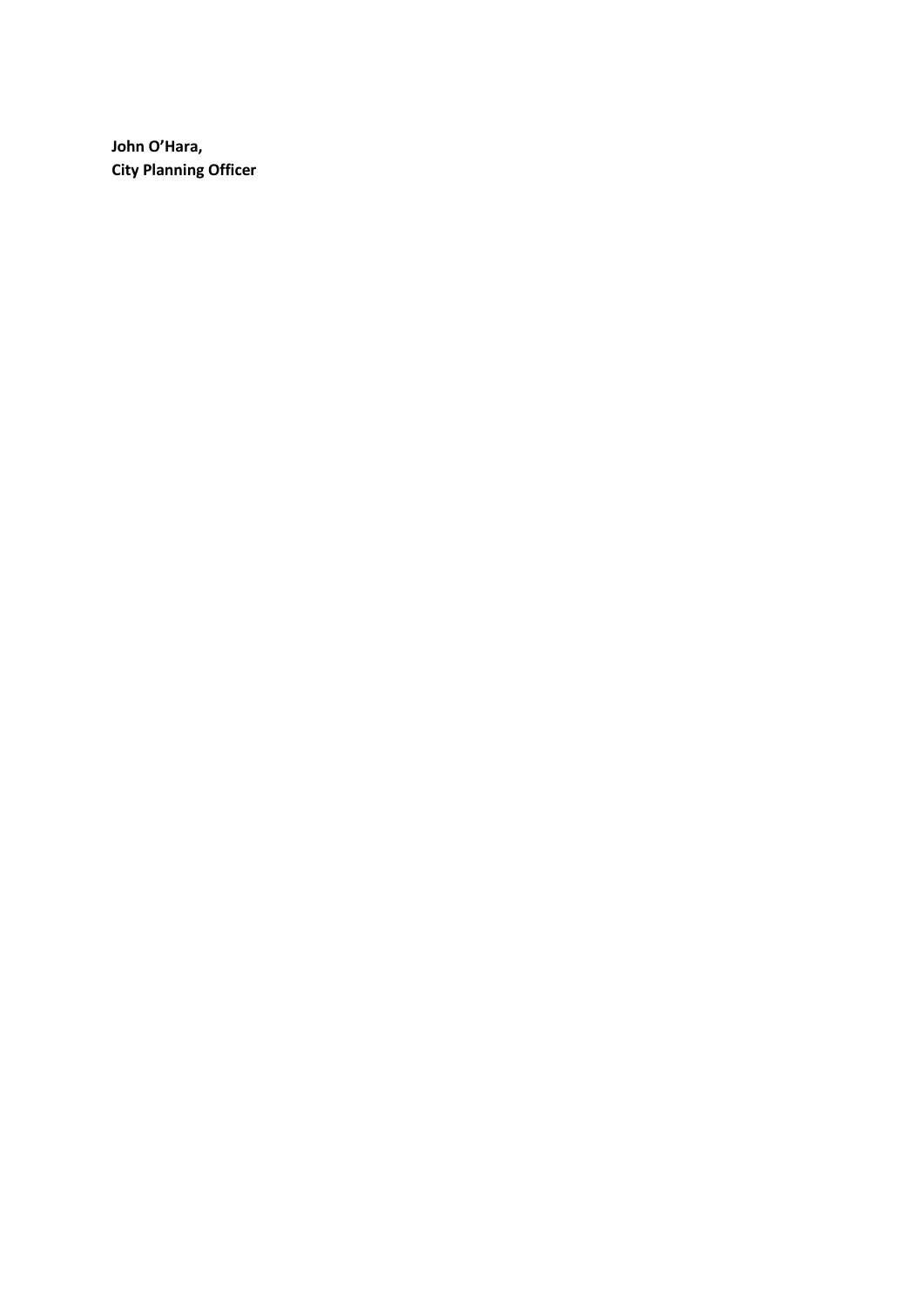**John O'Hara,**
**City Planning Officer**